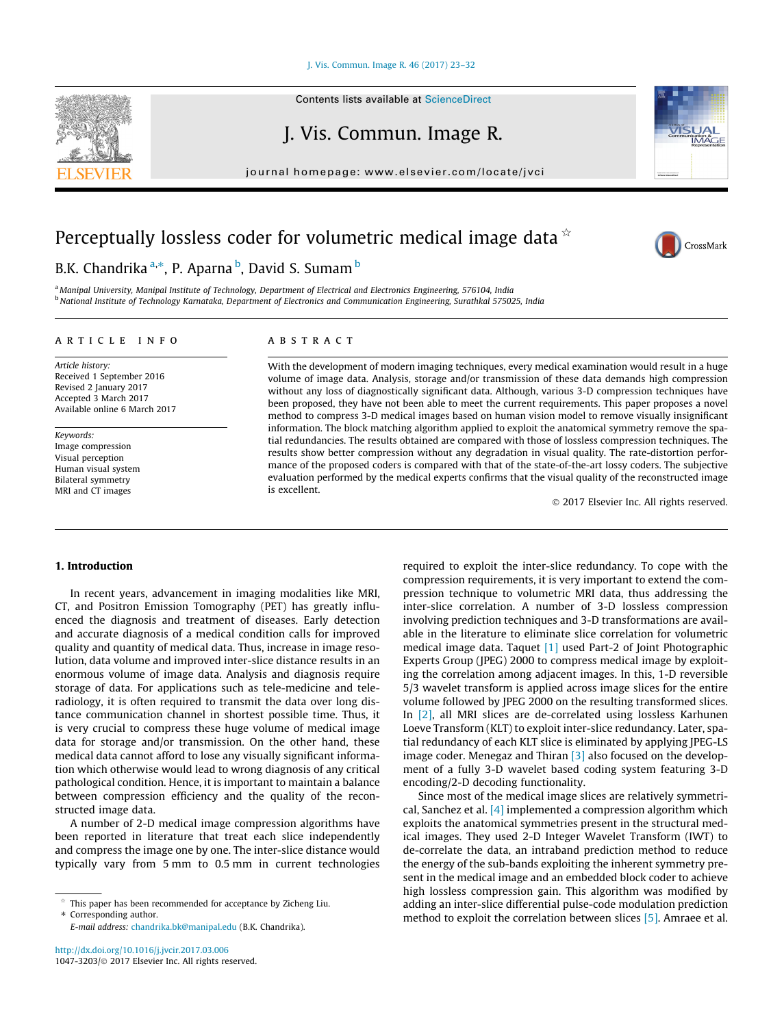# Perceptually lossless coder for volumetric medical image data ☆

B.K. Chandrika [a,*], P. Aparna [b], David S. Sumam [b]

[a] Manipal University, Manipal Institute of Technology, Department of Electrical and Electronics Engineering, 576104, India
[b] National Institute of Technology Karnataka, Department of Electronics and Communication Engineering, Surathkal 575025, India

## ARTICLE INFO

*Article history:*
Received 1 September 2016
Revised 2 January 2017
Accepted 3 March 2017
Available online 6 March 2017

*Keywords:*
Image compression
Visual perception
Human visual system
Bilateral symmetry
MRI and CT images

## ABSTRACT

With the development of modern imaging techniques, every medical examination would result in a huge volume of image data. Analysis, storage and/or transmission of these data demands high compression without any loss of diagnostically significant data. Although, various 3-D compression techniques have been proposed, they have not been able to meet the current requirements. This paper proposes a novel method to compress 3-D medical images based on human vision model to remove visually insignificant information. The block matching algorithm applied to exploit the anatomical symmetry remove the spatial redundancies. The results obtained are compared with those of lossless compression techniques. The results show better compression without any degradation in visual quality. The rate-distortion performance of the proposed coders is compared with that of the state-of-the-art lossy coders. The subjective evaluation performed by the medical experts confirms that the visual quality of the reconstructed image is excellent.

© 2017 Elsevier Inc. All rights reserved.

## 1. Introduction

In recent years, advancement in imaging modalities like MRI, CT, and Positron Emission Tomography (PET) has greatly influenced the diagnosis and treatment of diseases. Early detection and accurate diagnosis of a medical condition calls for improved quality and quantity of medical data. Thus, increase in image resolution, data volume and improved inter-slice distance results in an enormous volume of image data. Analysis and diagnosis require storage of data. For applications such as tele-medicine and tele-radiology, it is often required to transmit the data over long distance communication channel in shortest possible time. Thus, it is very crucial to compress these huge volume of medical image data for storage and/or transmission. On the other hand, these medical data cannot afford to lose any visually significant information which otherwise would lead to wrong diagnosis of any critical pathological condition. Hence, it is important to maintain a balance between compression efficiency and the quality of the reconstructed image data.

A number of 2-D medical image compression algorithms have been reported in literature that treat each slice independently and compress the image one by one. The inter-slice distance would typically vary from 5 mm to 0.5 mm in current technologies required to exploit the inter-slice redundancy. To cope with the compression requirements, it is very important to extend the compression technique to volumetric MRI data, thus addressing the inter-slice correlation. A number of 3-D lossless compression involving prediction techniques and 3-D transformations are available in the literature to eliminate slice correlation for volumetric medical image data. Taquet [1] used Part-2 of Joint Photographic Experts Group (JPEG) 2000 to compress medical image by exploiting the correlation among adjacent images. In this, 1-D reversible 5/3 wavelet transform is applied across image slices for the entire volume followed by JPEG 2000 on the resulting transformed slices. In [2], all MRI slices are de-correlated using lossless Karhunen Loeve Transform (KLT) to exploit inter-slice redundancy. Later, spatial redundancy of each KLT slice is eliminated by applying JPEG-LS image coder. Menegaz and Thiran [3] also focused on the development of a fully 3-D wavelet based coding system featuring 3-D encoding/2-D decoding functionality.

Since most of the medical image slices are relatively symmetrical, Sanchez et al. [4] implemented a compression algorithm which exploits the anatomical symmetries present in the structural medical images. They used 2-D Integer Wavelet Transform (IWT) to de-correlate the data, an intraband prediction method to reduce the energy of the sub-bands exploiting the inherent symmetry present in the medical image and an embedded block coder to achieve high lossless compression gain. This algorithm was modified by adding an inter-slice differential pulse-code modulation prediction method to exploit the correlation between slices [5]. Amraee et al.

☆ This paper has been recommended for acceptance by Zicheng Liu.
* Corresponding author.
E-mail address: chandrika.bk@manipal.edu (B.K. Chandrika).

http://dx.doi.org/10.1016/j.jvcir.2017.03.006
1047-3203/© 2017 Elsevier Inc. All rights reserved.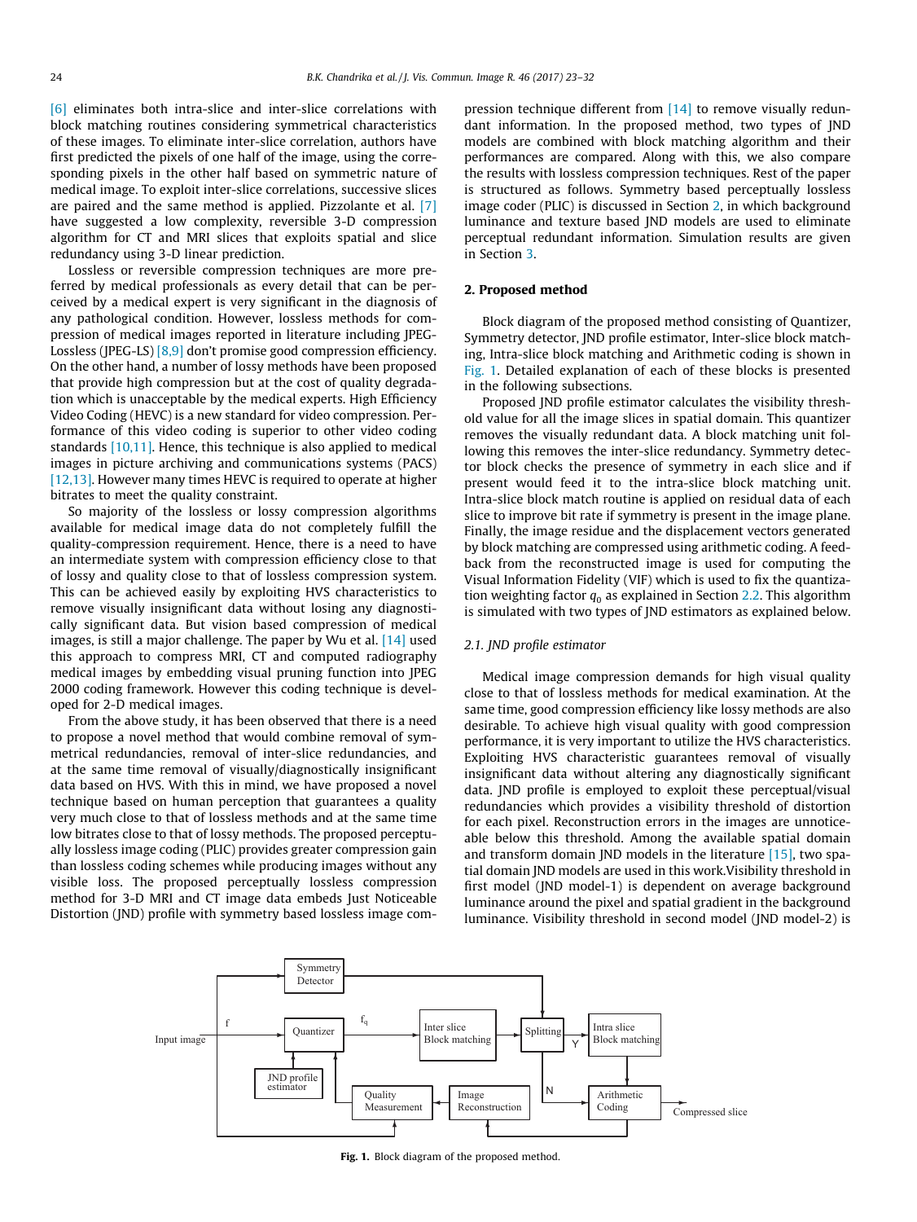[6] eliminates both intra-slice and inter-slice correlations with block matching routines considering symmetrical characteristics of these images. To eliminate inter-slice correlation, authors have first predicted the pixels of one half of the image, using the corresponding pixels in the other half based on symmetric nature of medical image. To exploit inter-slice correlations, successive slices are paired and the same method is applied. Pizzolante et al. [7] have suggested a low complexity, reversible 3-D compression algorithm for CT and MRI slices that exploits spatial and slice redundancy using 3-D linear prediction.

Lossless or reversible compression techniques are more preferred by medical professionals as every detail that can be perceived by a medical expert is very significant in the diagnosis of any pathological condition. However, lossless methods for compression of medical images reported in literature including JPEG-Lossless (JPEG-LS) [8,9] don't promise good compression efficiency. On the other hand, a number of lossy methods have been proposed that provide high compression but at the cost of quality degradation which is unacceptable by the medical experts. High Efficiency Video Coding (HEVC) is a new standard for video compression. Performance of this video coding is superior to other video coding standards [10,11]. Hence, this technique is also applied to medical images in picture archiving and communications systems (PACS) [12,13]. However many times HEVC is required to operate at higher bitrates to meet the quality constraint.

So majority of the lossless or lossy compression algorithms available for medical image data do not completely fulfill the quality-compression requirement. Hence, there is a need to have an intermediate system with compression efficiency close to that of lossy compression and quality close to that of lossless compression system. This can be achieved easily by exploiting HVS characteristics to remove visually insignificant data without losing any diagnostically significant data. But vision based compression of medical images, is still a major challenge. The paper by Wu et al. [14] used this approach to compress MRI, CT and computed radiography medical images by embedding visual pruning function into JPEG 2000 coding framework. However this coding technique is developed for 2-D medical images.

From the above study, it has been observed that there is a need to propose a novel method that would combine removal of symmetrical redundancies, removal of inter-slice redundancies, and at the same time removal of visually/diagnostically insignificant data based on HVS. With this in mind, we have proposed a novel technique based on human perception that guarantees a quality very much close to that of lossless methods and at the same time low bitrates close to that of lossy methods. The proposed perceptually lossless image coding (PLIC) provides greater compression gain than lossless coding schemes while producing images without any visible loss. The proposed perceptually lossless compression method for 3-D MRI and CT image data embeds Just Noticeable Distortion (JND) profile with symmetry based lossless image compression technique different from [14] to remove visually redundant information. In the proposed method, two types of JND models are combined with block matching algorithm and their performances are compared. Along with this, we also compare the results with lossless compression techniques. Rest of the paper is structured as follows. Symmetry based perceptually lossless image coder (PLIC) is discussed in Section 2, in which background luminance and texture based JND models are used to eliminate perceptual redundant information. Simulation results are given in Section 3.

## 2. Proposed method

Block diagram of the proposed method consisting of Quantizer, Symmetry detector, JND profile estimator, Inter-slice block matching, Intra-slice block matching and Arithmetic coding is shown in Fig. 1. Detailed explanation of each of these blocks is presented in the following subsections.

Proposed JND profile estimator calculates the visibility threshold value for all the image slices in spatial domain. This quantizer removes the visually redundant data. A block matching unit following this removes the inter-slice redundancy. Symmetry detector block checks the presence of symmetry in each slice and if present would feed it to the intra-slice block matching unit. Intra-slice block match routine is applied on residual data of each slice to improve bit rate if symmetry is present in the image plane. Finally, the image residue and the displacement vectors generated by block matching are compressed using arithmetic coding. A feedback from the reconstructed image is used for computing the Visual Information Fidelity (VIF) which is used to fix the quantization weighting factor $q_0$ as explained in Section 2.2. This algorithm is simulated with two types of JND estimators as explained below.

### 2.1. JND profile estimator

Medical image compression demands for high visual quality close to that of lossless methods for medical examination. At the same time, good compression efficiency like lossy methods are also desirable. To achieve high visual quality with good compression performance, it is very important to utilize the HVS characteristics. Exploiting HVS characteristic guarantees removal of visually insignificant data without altering any diagnostically significant data. JND profile is employed to exploit these perceptual/visual redundancies which provides a visibility threshold of distortion for each pixel. Reconstruction errors in the images are unnoticeable below this threshold. Among the available spatial domain and transform domain JND models in the literature [15], two spatial domain JND models are used in this work.Visibility threshold in first model (JND model-1) is dependent on average background luminance around the pixel and spatial gradient in the background luminance. Visibility threshold in second model (JND model-2) is

**Fig. 1.** Block diagram of the proposed method.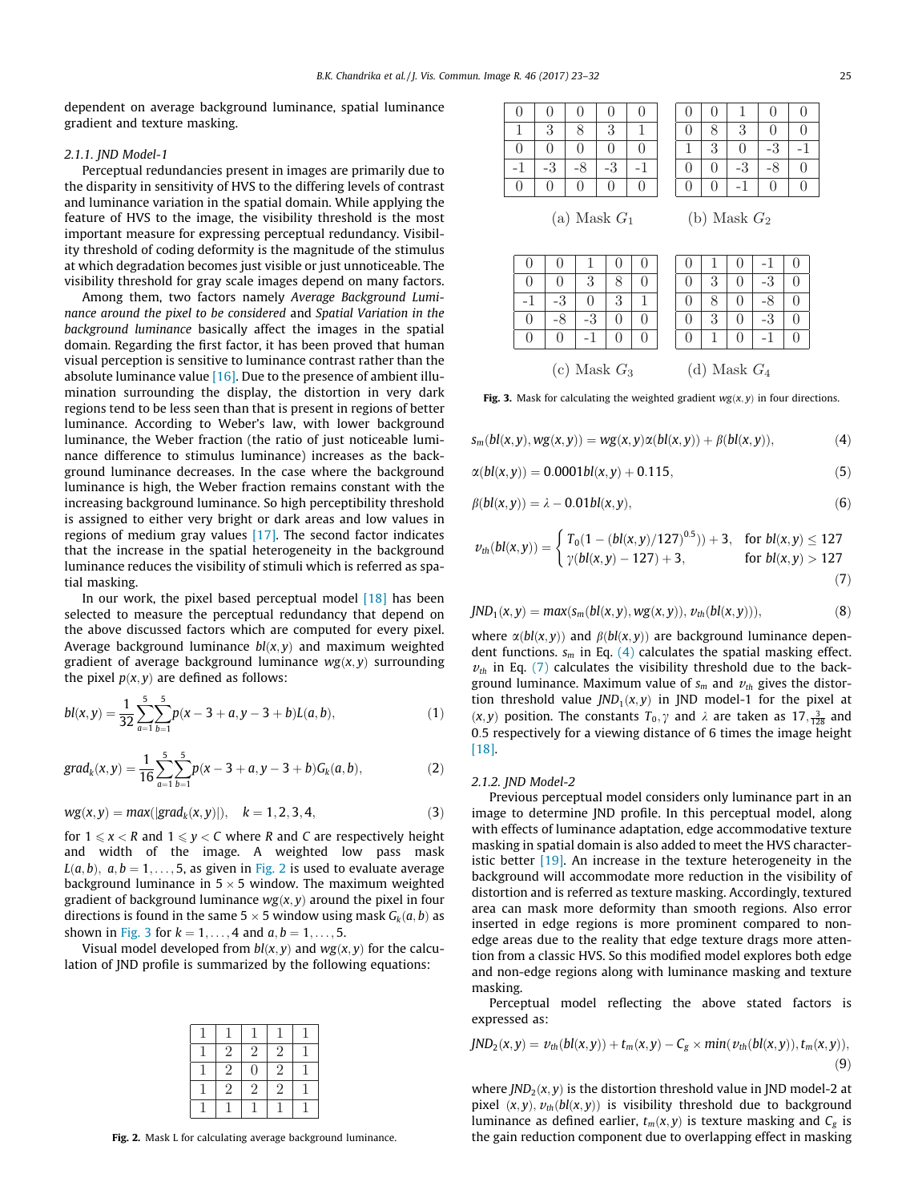dependent on average background luminance, spatial luminance gradient and texture masking.

### 2.1.1. JND Model-1

Perceptual redundancies present in images are primarily due to the disparity in sensitivity of HVS to the differing levels of contrast and luminance variation in the spatial domain. While applying the feature of HVS to the image, the visibility threshold is the most important measure for expressing perceptual redundancy. Visibility threshold of coding deformity is the magnitude of the stimulus at which degradation becomes just visible or just unnoticeable. The visibility threshold for gray scale images depend on many factors.

Among them, two factors namely *Average Background Luminance around the pixel to be considered* and *Spatial Variation in the background luminance* basically affect the images in the spatial domain. Regarding the first factor, it has been proved that human visual perception is sensitive to luminance contrast rather than the absolute luminance value [16]. Due to the presence of ambient illumination surrounding the display, the distortion in very dark regions tend to be less seen than that is present in regions of better luminance. According to Weber's law, with lower background luminance, the Weber fraction (the ratio of just noticeable luminance difference to stimulus luminance) increases as the background luminance decreases. In the case where the background luminance is high, the Weber fraction remains constant with the increasing background luminance. So high perceptibility threshold is assigned to either very bright or dark areas and low values in regions of medium gray values [17]. The second factor indicates that the increase in the spatial heterogeneity in the background luminance reduces the visibility of stimuli which is referred as spatial masking.

In our work, the pixel based perceptual model [18] has been selected to measure the perceptual redundancy that depend on the above discussed factors which are computed for every pixel. Average background luminance $bl(x,y)$ and maximum weighted gradient of average background luminance $wg(x,y)$ surrounding the pixel $p(x,y)$ are defined as follows:

$$bl(x,y) = \frac{1}{32}\sum_{a=1}^{5}\sum_{b=1}^{5} p(x-3+a, y-3+b)L(a,b), \tag{1}$$

$$grad_k(x,y) = \frac{1}{16}\sum_{a=1}^{5}\sum_{b=1}^{5} p(x-3+a, y-3+b)G_k(a,b), \tag{2}$$

$$wg(x,y) = max(|grad_k(x,y)|), \quad k = 1,2,3,4, \tag{3}$$

for $1 \leqslant x < R$ and $1 \leqslant y < C$ where $R$ and $C$ are respectively height and width of the image. A weighted low pass mask $L(a,b)$, $a,b = 1,\ldots,5$, as given in Fig. 2 is used to evaluate average background luminance in $5 \times 5$ window. The maximum weighted gradient of background luminance $wg(x,y)$ around the pixel in four directions is found in the same $5 \times 5$ window using mask $G_k(a,b)$ as shown in Fig. 3 for $k = 1,\ldots,4$ and $a,b = 1,\ldots,5$.

Visual model developed from $bl(x,y)$ and $wg(x,y)$ for the calculation of JND profile is summarized by the following equations:

| | | | | |
|---|---|---|---|---|
| 1 | 1 | 1 | 1 | 1 |
| 1 | 2 | 2 | 2 | 1 |
| 1 | 2 | 0 | 2 | 1 |
| 1 | 2 | 2 | 2 | 1 |
| 1 | 1 | 1 | 1 | 1 |

**Fig. 2.** Mask L for calculating average background luminance.

(a) Mask $G_1$

| | | | | |
|---|---|---|---|---|
| 0 | 0 | 0 | 0 | 0 |
| 1 | 3 | 8 | 3 | 1 |
| 0 | 0 | 0 | 0 | 0 |
| -1 | -3 | -8 | -3 | -1 |
| 0 | 0 | 0 | 0 | 0 |

(b) Mask $G_2$

| | | | | |
|---|---|---|---|---|
| 0 | 0 | 1 | 0 | 0 |
| 0 | 8 | 3 | 0 | 0 |
| 1 | 3 | 0 | -3 | -1 |
| 0 | 0 | -3 | -8 | 0 |
| 0 | 0 | -1 | 0 | 0 |

(c) Mask $G_3$

| | | | | |
|---|---|---|---|---|
| 0 | 0 | 1 | 0 | 0 |
| 0 | 0 | 3 | 8 | 0 |
| -1 | -3 | 0 | 3 | 1 |
| 0 | -8 | -3 | 0 | 0 |
| 0 | 0 | -1 | 0 | 0 |

(d) Mask $G_4$

| | | | | |
|---|---|---|---|---|
| 0 | 1 | 0 | -1 | 0 |
| 0 | 3 | 0 | -3 | 0 |
| 0 | 8 | 0 | -8 | 0 |
| 0 | 3 | 0 | -3 | 0 |
| 0 | 1 | 0 | -1 | 0 |

**Fig. 3.** Mask for calculating the weighted gradient $wg(x,y)$ in four directions.

$$s_m(bl(x,y), wg(x,y)) = wg(x,y)\alpha(bl(x,y)) + \beta(bl(x,y)), \tag{4}$$

$$\alpha(bl(x,y)) = 0.0001bl(x,y) + 0.115, \tag{5}$$

$$\beta(bl(x,y)) = \lambda - 0.01bl(x,y), \tag{6}$$

$$v_{th}(bl(x,y)) = \begin{cases} T_0(1-(bl(x,y)/127)^{0.5})) + 3, & \text{for } bl(x,y) \leq 127 \\ \gamma(bl(x,y)-127) + 3, & \text{for } bl(x,y) > 127 \end{cases} \tag{7}$$

$$JND_1(x,y) = max(s_m(bl(x,y), wg(x,y)), v_{th}(bl(x,y))), \tag{8}$$

where $\alpha(bl(x,y))$ and $\beta(bl(x,y))$ are background luminance dependent functions. $s_m$ in Eq. (4) calculates the spatial masking effect. $v_{th}$ in Eq. (7) calculates the visibility threshold due to the background luminance. Maximum value of $s_m$ and $v_{th}$ gives the distortion threshold value $JND_1(x,y)$ in JND model-1 for the pixel at $(x,y)$ position. The constants $T_0, \gamma$ and $\lambda$ are taken as $17, \frac{3}{128}$ and 0.5 respectively for a viewing distance of 6 times the image height [18].

### 2.1.2. JND Model-2

Previous perceptual model considers only luminance part in an image to determine JND profile. In this perceptual model, along with effects of luminance adaptation, edge accommodative texture masking in spatial domain is also added to meet the HVS characteristic better [19]. An increase in the texture heterogeneity in the background will accommodate more reduction in the visibility of distortion and is referred as texture masking. Accordingly, textured area can mask more deformity than smooth regions. Also error inserted in edge regions is more prominent compared to non-edge areas due to the reality that edge texture drags more attention from a classic HVS. So this modified model explores both edge and non-edge regions along with luminance masking and texture masking.

Perceptual model reflecting the above stated factors is expressed as:

$$JND_2(x,y) = v_{th}(bl(x,y)) + t_m(x,y) - C_g \times min(v_{th}(bl(x,y)), t_m(x,y)), \tag{9}$$

where $JND_2(x,y)$ is the distortion threshold value in JND model-2 at pixel $(x,y)$, $v_{th}(bl(x,y))$ is visibility threshold due to background luminance as defined earlier, $t_m(x,y)$ is texture masking and $C_g$ is the gain reduction component due to overlapping effect in masking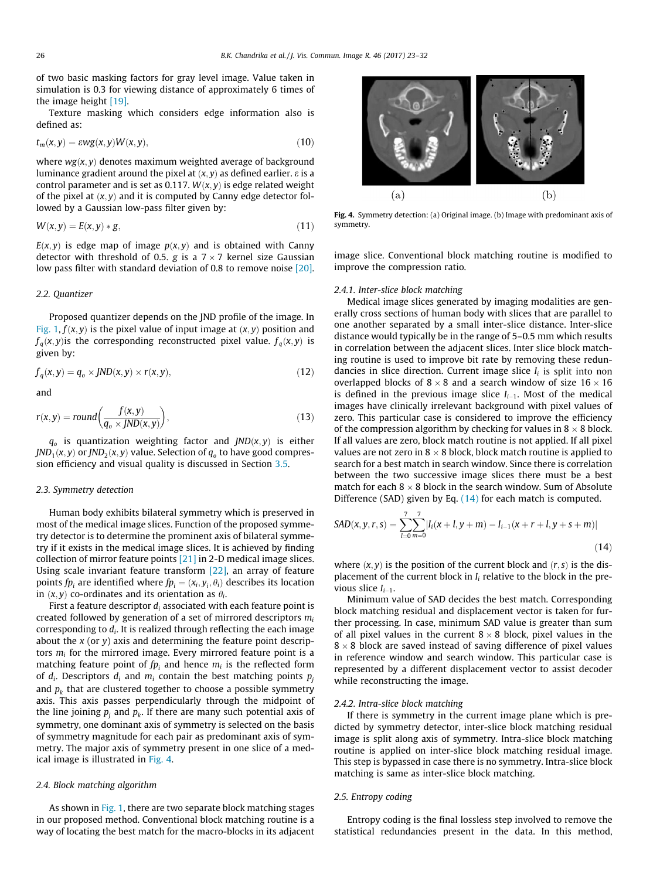of two basic masking factors for gray level image. Value taken in simulation is 0.3 for viewing distance of approximately 6 times of the image height [19].

Texture masking which considers edge information also is defined as:

$$t_m(x,y) = \varepsilon wg(x,y)W(x,y), \tag{10}$$

where $wg(x,y)$ denotes maximum weighted average of background luminance gradient around the pixel at $(x,y)$ as defined earlier. $\varepsilon$ is a control parameter and is set as 0.117. $W(x,y)$ is edge related weight of the pixel at $(x,y)$ and it is computed by Canny edge detector followed by a Gaussian low-pass filter given by:

$$W(x,y) = E(x,y) * g, \tag{11}$$

$E(x,y)$ is edge map of image $p(x,y)$ and is obtained with Canny detector with threshold of 0.5. $g$ is a $7 \times 7$ kernel size Gaussian low pass filter with standard deviation of 0.8 to remove noise [20].

### 2.2. Quantizer

Proposed quantizer depends on the JND profile of the image. In Fig. 1, $f(x,y)$ is the pixel value of input image at $(x,y)$ position and $f_q(x,y)$is the corresponding reconstructed pixel value. $f_q(x,y)$ is given by:

$$f_q(x,y) = q_o \times JND(x,y) \times r(x,y), \tag{12}$$

and

$$r(x,y) = round\left(\frac{f(x,y)}{q_o \times JND(x,y)}\right), \tag{13}$$

$q_o$ is quantization weighting factor and $JND(x,y)$ is either $JND_1(x,y)$ or $JND_2(x,y)$ value. Selection of $q_o$ to have good compression efficiency and visual quality is discussed in Section 3.5.

### 2.3. Symmetry detection

Human body exhibits bilateral symmetry which is preserved in most of the medical image slices. Function of the proposed symmetry detector is to determine the prominent axis of bilateral symmetry if it exists in the medical image slices. It is achieved by finding collection of mirror feature points [21] in 2-D medical image slices. Using scale invariant feature transform [22], an array of feature points $fp_i$ are identified where $fp_i = (x_i, y_i, \theta_i)$ describes its location in $(x,y)$ co-ordinates and its orientation as $\theta_i$.

First a feature descriptor $d_i$ associated with each feature point is created followed by generation of a set of mirrored descriptors $m_i$ corresponding to $d_i$. It is realized through reflecting the each image about the $x$ (or $y$) axis and determining the feature point descriptors $m_i$ for the mirrored image. Every mirrored feature point is a matching feature point of $fp_i$ and hence $m_i$ is the reflected form of $d_i$. Descriptors $d_i$ and $m_i$ contain the best matching points $p_j$ and $p_k$ that are clustered together to choose a possible symmetry axis. This axis passes perpendicularly through the midpoint of the line joining $p_j$ and $p_k$. If there are many such potential axis of symmetry, one dominant axis of symmetry is selected on the basis of symmetry magnitude for each pair as predominant axis of symmetry. The major axis of symmetry present in one slice of a medical image is illustrated in Fig. 4.

### 2.4. Block matching algorithm

As shown in Fig. 1, there are two separate block matching stages in our proposed method. Conventional block matching routine is a way of locating the best match for the macro-blocks in its adjacent image slice. Conventional block matching routine is modified to improve the compression ratio.

Fig. 4. Symmetry detection: (a) Original image. (b) Image with predominant axis of symmetry.

#### 2.4.1. Inter-slice block matching

Medical image slices generated by imaging modalities are generally cross sections of human body with slices that are parallel to one another separated by a small inter-slice distance. Inter-slice distance would typically be in the range of 5–0.5 mm which results in correlation between the adjacent slices. Inter slice block matching routine is used to improve bit rate by removing these redundancies in slice direction. Current image slice $I_i$ is split into non overlapped blocks of $8 \times 8$ and a search window of size $16 \times 16$ is defined in the previous image slice $I_{i-1}$. Most of the medical images have clinically irrelevant background with pixel values of zero. This particular case is considered to improve the efficiency of the compression algorithm by checking for values in $8 \times 8$ block. If all values are zero, block match routine is not applied. If all pixel values are not zero in $8 \times 8$ block, block match routine is applied to search for a best match in search window. Since there is correlation between the two successive image slices there must be a best match for each $8 \times 8$ block in the search window. Sum of Absolute Difference (SAD) given by Eq. (14) for each match is computed.

$$SAD(x,y,r,s) = \sum_{l=0}^{7}\sum_{m=0}^{7}|I_i(x+l,y+m) - I_{i-1}(x+r+l,y+s+m)| \tag{14}$$

where $(x,y)$ is the position of the current block and $(r,s)$ is the displacement of the current block in $I_i$ relative to the block in the previous slice $I_{i-1}$.

Minimum value of SAD decides the best match. Corresponding block matching residual and displacement vector is taken for further processing. In case, minimum SAD value is greater than sum of all pixel values in the current $8 \times 8$ block, pixel values in the $8 \times 8$ block are saved instead of saving difference of pixel values in reference window and search window. This particular case is represented by a different displacement vector to assist decoder while reconstructing the image.

#### 2.4.2. Intra-slice block matching

If there is symmetry in the current image plane which is predicted by symmetry detector, inter-slice block matching residual image is split along axis of symmetry. Intra-slice block matching routine is applied on inter-slice block matching residual image. This step is bypassed in case there is no symmetry. Intra-slice block matching is same as inter-slice block matching.

### 2.5. Entropy coding

Entropy coding is the final lossless step involved to remove the statistical redundancies present in the data. In this method,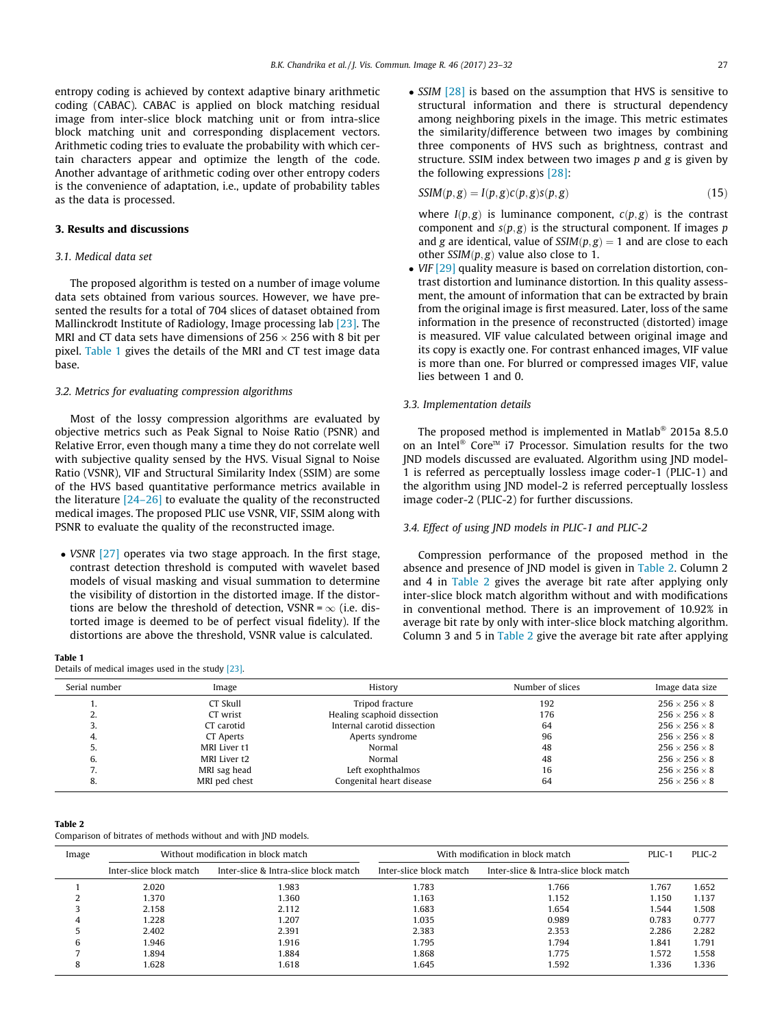entropy coding is achieved by context adaptive binary arithmetic coding (CABAC). CABAC is applied on block matching residual image from inter-slice block matching unit or from intra-slice block matching unit and corresponding displacement vectors. Arithmetic coding tries to evaluate the probability with which certain characters appear and optimize the length of the code. Another advantage of arithmetic coding over other entropy coders is the convenience of adaptation, i.e., update of probability tables as the data is processed.

## 3. Results and discussions

### 3.1. Medical data set

The proposed algorithm is tested on a number of image volume data sets obtained from various sources. However, we have presented the results for a total of 704 slices of dataset obtained from Mallinckrodt Institute of Radiology, Image processing lab [23]. The MRI and CT data sets have dimensions of $256 \times 256$ with 8 bit per pixel. Table 1 gives the details of the MRI and CT test image data base.

### 3.2. Metrics for evaluating compression algorithms

Most of the lossy compression algorithms are evaluated by objective metrics such as Peak Signal to Noise Ratio (PSNR) and Relative Error, even though many a time they do not correlate well with subjective quality sensed by the HVS. Visual Signal to Noise Ratio (VSNR), VIF and Structural Similarity Index (SSIM) are some of the HVS based quantitative performance metrics available in the literature [24–26] to evaluate the quality of the reconstructed medical images. The proposed PLIC use VSNR, VIF, SSIM along with PSNR to evaluate the quality of the reconstructed image.

- *VSNR* [27] operates via two stage approach. In the first stage, contrast detection threshold is computed with wavelet based models of visual masking and visual summation to determine the visibility of distortion in the distorted image. If the distortions are below the threshold of detection, VSNR = $\infty$ (i.e. distorted image is deemed to be of perfect visual fidelity). If the distortions are above the threshold, VSNR value is calculated.
- *SSIM* [28] is based on the assumption that HVS is sensitive to structural information and there is structural dependency among neighboring pixels in the image. This metric estimates the similarity/difference between two images by combining three components of HVS such as brightness, contrast and structure. SSIM index between two images $p$ and $g$ is given by the following expressions [28]:

$$SSIM(p,g) = l(p,g)c(p,g)s(p,g) \tag{15}$$

where $l(p,g)$ is luminance component, $c(p,g)$ is the contrast component and $s(p,g)$ is the structural component. If images $p$ and $g$ are identical, value of $SSIM(p,g) = 1$ and are close to each other $SSIM(p,g)$ value also close to 1.
- *VIF* [29] quality measure is based on correlation distortion, contrast distortion and luminance distortion. In this quality assessment, the amount of information that can be extracted by brain from the original image is first measured. Later, loss of the same information in the presence of reconstructed (distorted) image is measured. VIF value calculated between original image and its copy is exactly one. For contrast enhanced images, VIF value is more than one. For blurred or compressed images VIF, value lies between 1 and 0.

### 3.3. Implementation details

The proposed method is implemented in Matlab® 2015a 8.5.0 on an Intel® Core™ i7 Processor. Simulation results for the two JND models discussed are evaluated. Algorithm using JND model-1 is referred as perceptually lossless image coder-1 (PLIC-1) and the algorithm using JND model-2 is referred perceptually lossless image coder-2 (PLIC-2) for further discussions.

### 3.4. Effect of using JND models in PLIC-1 and PLIC-2

Compression performance of the proposed method in the absence and presence of JND model is given in Table 2. Column 2 and 4 in Table 2 gives the average bit rate after applying only inter-slice block match algorithm without and with modifications in conventional method. There is an improvement of 10.92% in average bit rate by only with inter-slice block matching algorithm. Column 3 and 5 in Table 2 give the average bit rate after applying

**Table 1**
Details of medical images used in the study [23].

| Serial number | Image | History | Number of slices | Image data size |
|---|---|---|---|---|
| 1. | CT Skull | Tripod fracture | 192 | $256 \times 256 \times 8$ |
| 2. | CT wrist | Healing scaphoid dissection | 176 | $256 \times 256 \times 8$ |
| 3. | CT carotid | Internal carotid dissection | 64 | $256 \times 256 \times 8$ |
| 4. | CT Aperts | Aperts syndrome | 96 | $256 \times 256 \times 8$ |
| 5. | MRI Liver t1 | Normal | 48 | $256 \times 256 \times 8$ |
| 6. | MRI Liver t2 | Normal | 48 | $256 \times 256 \times 8$ |
| 7. | MRI sag head | Left exophthalmos | 16 | $256 \times 256 \times 8$ |
| 8. | MRI ped chest | Congenital heart disease | 64 | $256 \times 256 \times 8$ |

**Table 2**
Comparison of bitrates of methods without and with JND models.

| Image | Without modification in block match | | With modification in block match | | PLIC-1 | PLIC-2 |
|---|---|---|---|---|---|---|
| | Inter-slice block match | Inter-slice & Intra-slice block match | Inter-slice block match | Inter-slice & Intra-slice block match | | |
| 1 | 2.020 | 1.983 | 1.783 | 1.766 | 1.767 | 1.652 |
| 2 | 1.370 | 1.360 | 1.163 | 1.152 | 1.150 | 1.137 |
| 3 | 2.158 | 2.112 | 1.683 | 1.654 | 1.544 | 1.508 |
| 4 | 1.228 | 1.207 | 1.035 | 0.989 | 0.783 | 0.777 |
| 5 | 2.402 | 2.391 | 2.383 | 2.353 | 2.286 | 2.282 |
| 6 | 1.946 | 1.916 | 1.795 | 1.794 | 1.841 | 1.791 |
| 7 | 1.894 | 1.884 | 1.868 | 1.775 | 1.572 | 1.558 |
| 8 | 1.628 | 1.618 | 1.645 | 1.592 | 1.336 | 1.336 |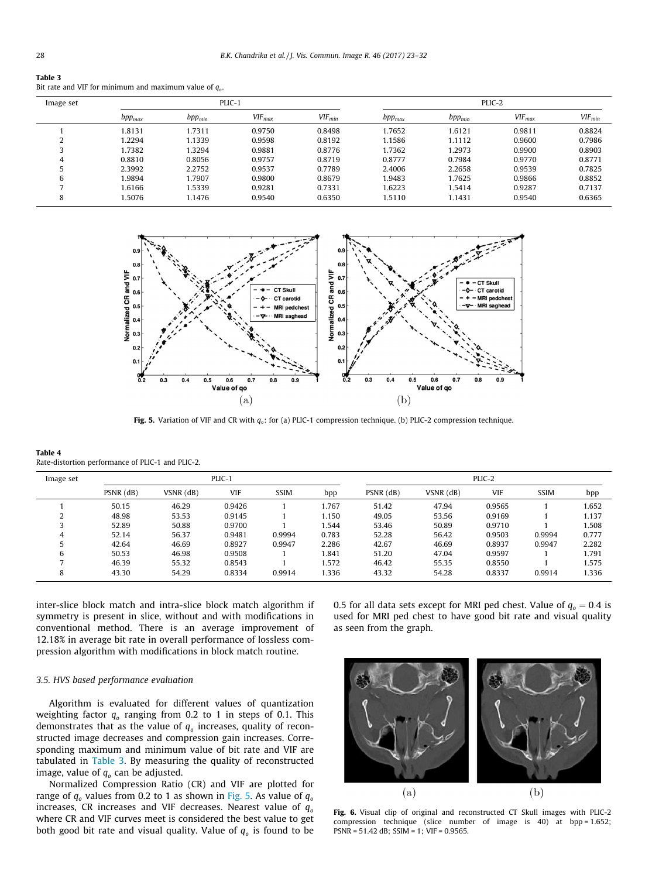**Table 3**
Bit rate and VIF for minimum and maximum value of $q_o$.

| Image set | PLIC-1 | | | | PLIC-2 | | | |
|---|---|---|---|---|---|---|---|---|
| | $bpp_{max}$ | $bpp_{min}$ | $VIF_{max}$ | $VIF_{min}$ | $bpp_{max}$ | $bpp_{min}$ | $VIF_{max}$ | $VIF_{min}$ |
| 1 | 1.8131 | 1.7311 | 0.9750 | 0.8498 | 1.7652 | 1.6121 | 0.9811 | 0.8824 |
| 2 | 1.2294 | 1.1339 | 0.9598 | 0.8192 | 1.1586 | 1.1112 | 0.9600 | 0.7986 |
| 3 | 1.7382 | 1.3294 | 0.9881 | 0.8776 | 1.7362 | 1.2973 | 0.9900 | 0.8903 |
| 4 | 0.8810 | 0.8056 | 0.9757 | 0.8719 | 0.8777 | 0.7984 | 0.9770 | 0.8771 |
| 5 | 2.3992 | 2.2752 | 0.9537 | 0.7789 | 2.4006 | 2.2658 | 0.9539 | 0.7825 |
| 6 | 1.9894 | 1.7907 | 0.9800 | 0.8679 | 1.9483 | 1.7625 | 0.9866 | 0.8852 |
| 7 | 1.6166 | 1.5339 | 0.9281 | 0.7331 | 1.6223 | 1.5414 | 0.9287 | 0.7137 |
| 8 | 1.5076 | 1.1476 | 0.9540 | 0.6350 | 1.5110 | 1.1431 | 0.9540 | 0.6365 |

**Fig. 5.** Variation of VIF and CR with $q_o$: for (a) PLIC-1 compression technique. (b) PLIC-2 compression technique.

**Table 4**
Rate-distortion performance of PLIC-1 and PLIC-2.

| Image set | PLIC-1 | | | | | PLIC-2 | | | | |
|---|---|---|---|---|---|---|---|---|---|---|
| | PSNR (dB) | VSNR (dB) | VIF | SSIM | bpp | PSNR (dB) | VSNR (dB) | VIF | SSIM | bpp |
| 1 | 50.15 | 46.29 | 0.9426 | 1 | 1.767 | 51.42 | 47.94 | 0.9565 | 1 | 1.652 |
| 2 | 48.98 | 53.53 | 0.9145 | 1 | 1.150 | 49.05 | 53.56 | 0.9169 | 1 | 1.137 |
| 3 | 52.89 | 50.88 | 0.9700 | 1 | 1.544 | 53.46 | 50.89 | 0.9710 | 1 | 1.508 |
| 4 | 52.14 | 56.37 | 0.9481 | 0.9994 | 0.783 | 52.28 | 56.42 | 0.9503 | 0.9994 | 0.777 |
| 5 | 42.64 | 46.69 | 0.8927 | 0.9947 | 2.286 | 42.67 | 46.69 | 0.8937 | 0.9947 | 2.282 |
| 6 | 50.53 | 46.98 | 0.9508 | 1 | 1.841 | 51.20 | 47.04 | 0.9597 | 1 | 1.791 |
| 7 | 46.39 | 55.32 | 0.8543 | 1 | 1.572 | 46.42 | 55.35 | 0.8550 | 1 | 1.575 |
| 8 | 43.30 | 54.29 | 0.8334 | 0.9914 | 1.336 | 43.32 | 54.28 | 0.8337 | 0.9914 | 1.336 |

inter-slice block match and intra-slice block match algorithm if symmetry is present in slice, without and with modifications in conventional method. There is an average improvement of 12.18% in average bit rate in overall performance of lossless compression algorithm with modifications in block match routine.

### 3.5. HVS based performance evaluation

Algorithm is evaluated for different values of quantization weighting factor $q_o$ ranging from 0.2 to 1 in steps of 0.1. This demonstrates that as the value of $q_o$ increases, quality of reconstructed image decreases and compression gain increases. Corresponding maximum and minimum value of bit rate and VIF are tabulated in Table 3. By measuring the quality of reconstructed image, value of $q_o$ can be adjusted.

Normalized Compression Ratio (CR) and VIF are plotted for range of $q_o$ values from 0.2 to 1 as shown in Fig. 5. As value of $q_o$ increases, CR increases and VIF decreases. Nearest value of $q_o$ where CR and VIF curves meet is considered the best value to get both good bit rate and visual quality. Value of $q_o$ is found to be 0.5 for all data sets except for MRI ped chest. Value of $q_o = 0.4$ is used for MRI ped chest to have good bit rate and visual quality as seen from the graph.

**Fig. 6.** Visual clip of original and reconstructed CT Skull images with PLIC-2 compression technique (slice number of image is 40) at bpp = 1.652; PSNR = 51.42 dB; SSIM = 1; VIF = 0.9565.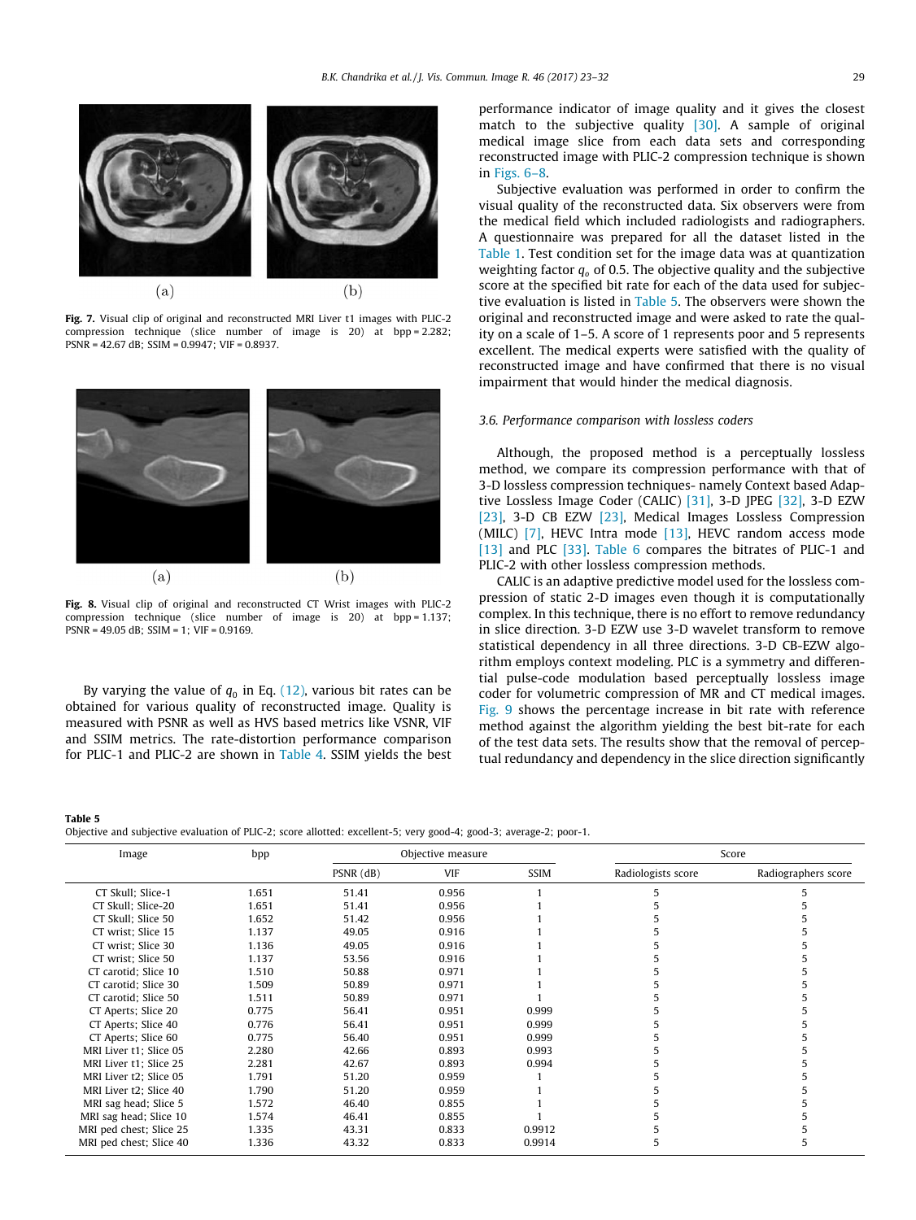(a) (b)

**Fig. 7.** Visual clip of original and reconstructed MRI Liver t1 images with PLIC-2 compression technique (slice number of image is 20) at bpp = 2.282; PSNR = 42.67 dB; SSIM = 0.9947; VIF = 0.8937.

(a) (b)

**Fig. 8.** Visual clip of original and reconstructed CT Wrist images with PLIC-2 compression technique (slice number of image is 20) at bpp = 1.137; PSNR = 49.05 dB; SSIM = 1; VIF = 0.9169.

By varying the value of $q_0$ in Eq. (12), various bit rates can be obtained for various quality of reconstructed image. Quality is measured with PSNR as well as HVS based metrics like VSNR, VIF and SSIM metrics. The rate-distortion performance comparison for PLIC-1 and PLIC-2 are shown in Table 4. SSIM yields the best performance indicator of image quality and it gives the closest match to the subjective quality [30]. A sample of original medical image slice from each data sets and corresponding reconstructed image with PLIC-2 compression technique is shown in Figs. 6–8.

Subjective evaluation was performed in order to confirm the visual quality of the reconstructed data. Six observers were from the medical field which included radiologists and radiographers. A questionnaire was prepared for all the dataset listed in the Table 1. Test condition set for the image data was at quantization weighting factor $q_o$ of 0.5. The objective quality and the subjective score at the specified bit rate for each of the data used for subjective evaluation is listed in Table 5. The observers were shown the original and reconstructed image and were asked to rate the quality on a scale of 1–5. A score of 1 represents poor and 5 represents excellent. The medical experts were satisfied with the quality of reconstructed image and have confirmed that there is no visual impairment that would hinder the medical diagnosis.

### 3.6. Performance comparison with lossless coders

Although, the proposed method is a perceptually lossless method, we compare its compression performance with that of 3-D lossless compression techniques- namely Context based Adaptive Lossless Image Coder (CALIC) [31], 3-D JPEG [32], 3-D EZW [23], 3-D CB EZW [23], Medical Images Lossless Compression (MILC) [7], HEVC Intra mode [13], HEVC random access mode [13] and PLC [33]. Table 6 compares the bitrates of PLIC-1 and PLIC-2 with other lossless compression methods.

CALIC is an adaptive predictive model used for the lossless compression of static 2-D images even though it is computationally complex. In this technique, there is no effort to remove redundancy in slice direction. 3-D EZW use 3-D wavelet transform to remove statistical dependency in all three directions. 3-D CB-EZW algorithm employs context modeling. PLC is a symmetry and differential pulse-code modulation based perceptually lossless image coder for volumetric compression of MR and CT medical images. Fig. 9 shows the percentage increase in bit rate with reference method against the algorithm yielding the best bit-rate for each of the test data sets. The results show that the removal of perceptual redundancy and dependency in the slice direction significantly

**Table 5**
Objective and subjective evaluation of PLIC-2; score allotted: excellent-5; very good-4; good-3; average-2; poor-1.

| Image | bpp | Objective measure | | | Score | |
|---|---|---|---|---|---|---|
| | | PSNR (dB) | VIF | SSIM | Radiologists score | Radiographers score |
| CT Skull; Slice-1 | 1.651 | 51.41 | 0.956 | 1 | 5 | 5 |
| CT Skull; Slice-20 | 1.651 | 51.41 | 0.956 | 1 | 5 | 5 |
| CT Skull; Slice 50 | 1.652 | 51.42 | 0.956 | 1 | 5 | 5 |
| CT wrist; Slice 15 | 1.137 | 49.05 | 0.916 | 1 | 5 | 5 |
| CT wrist; Slice 30 | 1.136 | 49.05 | 0.916 | 1 | 5 | 5 |
| CT wrist; Slice 50 | 1.137 | 53.56 | 0.916 | 1 | 5 | 5 |
| CT carotid; Slice 10 | 1.510 | 50.88 | 0.971 | 1 | 5 | 5 |
| CT carotid; Slice 30 | 1.509 | 50.89 | 0.971 | 1 | 5 | 5 |
| CT carotid; Slice 50 | 1.511 | 50.89 | 0.971 | 1 | 5 | 5 |
| CT Aperts; Slice 20 | 0.775 | 56.41 | 0.951 | 0.999 | 5 | 5 |
| CT Aperts; Slice 40 | 0.776 | 56.41 | 0.951 | 0.999 | 5 | 5 |
| CT Aperts; Slice 60 | 0.775 | 56.40 | 0.951 | 0.999 | 5 | 5 |
| MRI Liver t1; Slice 05 | 2.280 | 42.66 | 0.893 | 0.993 | 5 | 5 |
| MRI Liver t1; Slice 25 | 2.281 | 42.67 | 0.893 | 0.994 | 5 | 5 |
| MRI Liver t2; Slice 05 | 1.791 | 51.20 | 0.959 | 1 | 5 | 5 |
| MRI Liver t2; Slice 40 | 1.790 | 51.20 | 0.959 | 1 | 5 | 5 |
| MRI sag head; Slice 5 | 1.572 | 46.40 | 0.855 | 1 | 5 | 5 |
| MRI sag head; Slice 10 | 1.574 | 46.41 | 0.855 | 1 | 5 | 5 |
| MRI ped chest; Slice 25 | 1.335 | 43.31 | 0.833 | 0.9912 | 5 | 5 |
| MRI ped chest; Slice 40 | 1.336 | 43.32 | 0.833 | 0.9914 | 5 | 5 |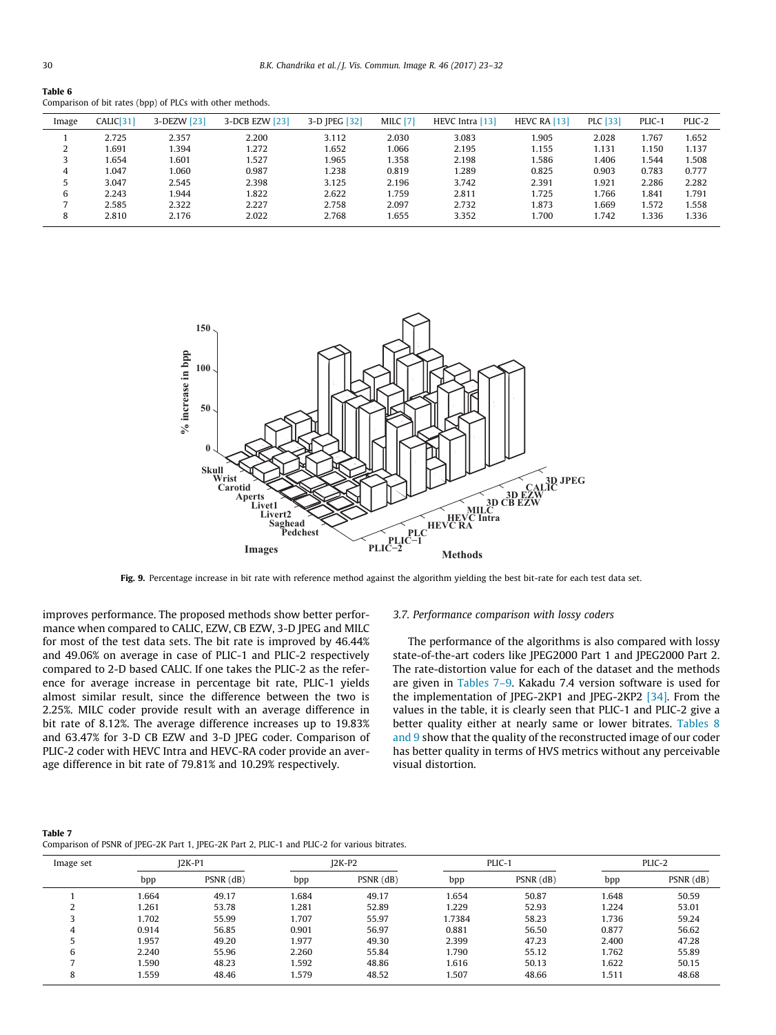**Table 6**
Comparison of bit rates (bpp) of PLCs with other methods.

| Image | CALIC[31] | 3-DEZW [23] | 3-DCB EZW [23] | 3-D JPEG [32] | MILC [7] | HEVC Intra [13] | HEVC RA [13] | PLC [33] | PLIC-1 | PLIC-2 |
|---|---|---|---|---|---|---|---|---|---|---|
| 1 | 2.725 | 2.357 | 2.200 | 3.112 | 2.030 | 3.083 | 1.905 | 2.028 | 1.767 | 1.652 |
| 2 | 1.691 | 1.394 | 1.272 | 1.652 | 1.066 | 2.195 | 1.155 | 1.131 | 1.150 | 1.137 |
| 3 | 1.654 | 1.601 | 1.527 | 1.965 | 1.358 | 2.198 | 1.586 | 1.406 | 1.544 | 1.508 |
| 4 | 1.047 | 1.060 | 0.987 | 1.238 | 0.819 | 1.289 | 0.825 | 0.903 | 0.783 | 0.777 |
| 5 | 3.047 | 2.545 | 2.398 | 3.125 | 2.196 | 3.742 | 2.391 | 1.921 | 2.286 | 2.282 |
| 6 | 2.243 | 1.944 | 1.822 | 2.622 | 1.759 | 2.811 | 1.725 | 1.766 | 1.841 | 1.791 |
| 7 | 2.585 | 2.322 | 2.227 | 2.758 | 2.097 | 2.732 | 1.873 | 1.669 | 1.572 | 1.558 |
| 8 | 2.810 | 2.176 | 2.022 | 2.768 | 1.655 | 3.352 | 1.700 | 1.742 | 1.336 | 1.336 |

**Fig. 9.** Percentage increase in bit rate with reference method against the algorithm yielding the best bit-rate for each test data set.

improves performance. The proposed methods show better performance when compared to CALIC, EZW, CB EZW, 3-D JPEG and MILC for most of the test data sets. The bit rate is improved by 46.44% and 49.06% on average in case of PLIC-1 and PLIC-2 respectively compared to 2-D based CALIC. If one takes the PLIC-2 as the reference for average increase in percentage bit rate, PLIC-1 yields almost similar result, since the difference between the two is 2.25%. MILC coder provide result with an average difference in bit rate of 8.12%. The average difference increases up to 19.83% and 63.47% for 3-D CB EZW and 3-D JPEG coder. Comparison of PLIC-2 coder with HEVC Intra and HEVC-RA coder provide an average difference in bit rate of 79.81% and 10.29% respectively.

### 3.7. Performance comparison with lossy coders

The performance of the algorithms is also compared with lossy state-of-the-art coders like JPEG2000 Part 1 and JPEG2000 Part 2. The rate-distortion value for each of the dataset and the methods are given in Tables 7–9. Kakadu 7.4 version software is used for the implementation of JPEG-2KP1 and JPEG-2KP2 [34]. From the values in the table, it is clearly seen that PLIC-1 and PLIC-2 give a better quality either at nearly same or lower bitrates. Tables 8 and 9 show that the quality of the reconstructed image of our coder has better quality in terms of HVS metrics without any perceivable visual distortion.

**Table 7**
Comparison of PSNR of JPEG-2K Part 1, JPEG-2K Part 2, PLIC-1 and PLIC-2 for various bitrates.

| Image set | J2K-P1 | | J2K-P2 | | PLIC-1 | | PLIC-2 | |
|---|---|---|---|---|---|---|---|---|
| | bpp | PSNR (dB) | bpp | PSNR (dB) | bpp | PSNR (dB) | bpp | PSNR (dB) |
| 1 | 1.664 | 49.17 | 1.684 | 49.17 | 1.654 | 50.87 | 1.648 | 50.59 |
| 2 | 1.261 | 53.78 | 1.281 | 52.89 | 1.229 | 52.93 | 1.224 | 53.01 |
| 3 | 1.702 | 55.99 | 1.707 | 55.97 | 1.7384 | 58.23 | 1.736 | 59.24 |
| 4 | 0.914 | 56.85 | 0.901 | 56.97 | 0.881 | 56.50 | 0.877 | 56.62 |
| 5 | 1.957 | 49.20 | 1.977 | 49.30 | 2.399 | 47.23 | 2.400 | 47.28 |
| 6 | 2.240 | 55.96 | 2.260 | 55.84 | 1.790 | 55.12 | 1.762 | 55.89 |
| 7 | 1.590 | 48.23 | 1.592 | 48.86 | 1.616 | 50.13 | 1.622 | 50.15 |
| 8 | 1.559 | 48.46 | 1.579 | 48.52 | 1.507 | 48.66 | 1.511 | 48.68 |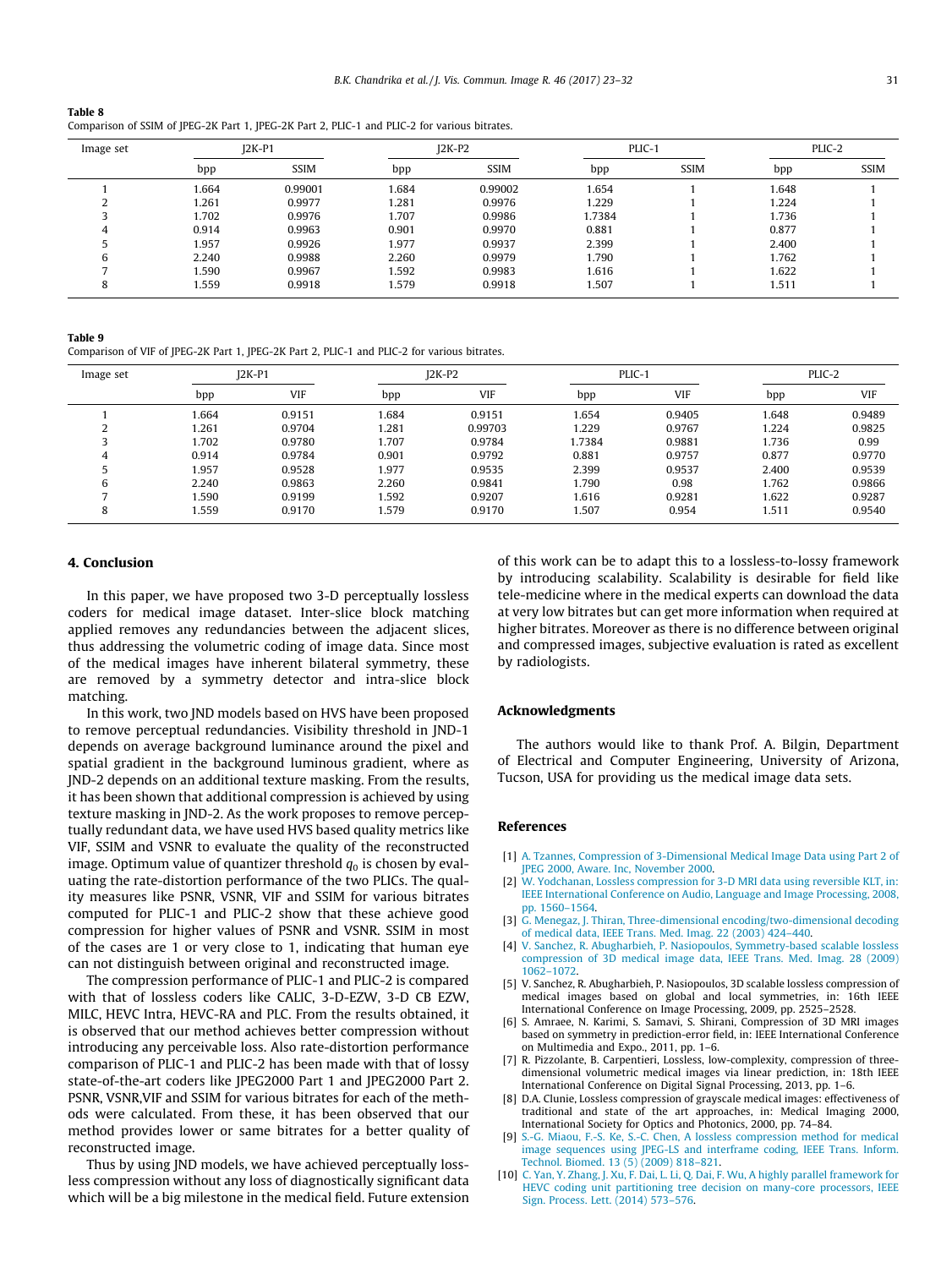**Table 8**
Comparison of SSIM of JPEG-2K Part 1, JPEG-2K Part 2, PLIC-1 and PLIC-2 for various bitrates.

| Image set | J2K-P1 | | J2K-P2 | | PLIC-1 | | PLIC-2 | |
|---|---|---|---|---|---|---|---|---|
| | bpp | SSIM | bpp | SSIM | bpp | SSIM | bpp | SSIM |
| 1 | 1.664 | 0.99001 | 1.684 | 0.99002 | 1.654 | 1 | 1.648 | 1 |
| 2 | 1.261 | 0.9977 | 1.281 | 0.9976 | 1.229 | 1 | 1.224 | 1 |
| 3 | 1.702 | 0.9976 | 1.707 | 0.9986 | 1.7384 | 1 | 1.736 | 1 |
| 4 | 0.914 | 0.9963 | 0.901 | 0.9970 | 0.881 | 1 | 0.877 | 1 |
| 5 | 1.957 | 0.9926 | 1.977 | 0.9937 | 2.399 | 1 | 2.400 | 1 |
| 6 | 2.240 | 0.9988 | 2.260 | 0.9979 | 1.790 | 1 | 1.762 | 1 |
| 7 | 1.590 | 0.9967 | 1.592 | 0.9983 | 1.616 | 1 | 1.622 | 1 |
| 8 | 1.559 | 0.9918 | 1.579 | 0.9918 | 1.507 | 1 | 1.511 | 1 |

**Table 9**
Comparison of VIF of JPEG-2K Part 1, JPEG-2K Part 2, PLIC-1 and PLIC-2 for various bitrates.

| Image set | J2K-P1 | | J2K-P2 | | PLIC-1 | | PLIC-2 | |
|---|---|---|---|---|---|---|---|---|
| | bpp | VIF | bpp | VIF | bpp | VIF | bpp | VIF |
| 1 | 1.664 | 0.9151 | 1.684 | 0.9151 | 1.654 | 0.9405 | 1.648 | 0.9489 |
| 2 | 1.261 | 0.9704 | 1.281 | 0.99703 | 1.229 | 0.9767 | 1.224 | 0.9825 |
| 3 | 1.702 | 0.9780 | 1.707 | 0.9784 | 1.7384 | 0.9881 | 1.736 | 0.99 |
| 4 | 0.914 | 0.9784 | 0.901 | 0.9792 | 0.881 | 0.9757 | 0.877 | 0.9770 |
| 5 | 1.957 | 0.9528 | 1.977 | 0.9535 | 2.399 | 0.9537 | 2.400 | 0.9539 |
| 6 | 2.240 | 0.9863 | 2.260 | 0.9841 | 1.790 | 0.98 | 1.762 | 0.9866 |
| 7 | 1.590 | 0.9199 | 1.592 | 0.9207 | 1.616 | 0.9281 | 1.622 | 0.9287 |
| 8 | 1.559 | 0.9170 | 1.579 | 0.9170 | 1.507 | 0.954 | 1.511 | 0.9540 |

## 4. Conclusion

In this paper, we have proposed two 3-D perceptually lossless coders for medical image dataset. Inter-slice block matching applied removes any redundancies between the adjacent slices, thus addressing the volumetric coding of image data. Since most of the medical images have inherent bilateral symmetry, these are removed by a symmetry detector and intra-slice block matching.

In this work, two JND models based on HVS have been proposed to remove perceptual redundancies. Visibility threshold in JND-1 depends on average background luminance around the pixel and spatial gradient in the background luminous gradient, where as JND-2 depends on an additional texture masking. From the results, it has been shown that additional compression is achieved by using texture masking in JND-2. As the work proposes to remove perceptually redundant data, we have used HVS based quality metrics like VIF, SSIM and VSNR to evaluate the quality of the reconstructed image. Optimum value of quantizer threshold $q_0$ is chosen by evaluating the rate-distortion performance of the two PLICs. The quality measures like PSNR, VSNR, VIF and SSIM for various bitrates computed for PLIC-1 and PLIC-2 show that these achieve good compression for higher values of PSNR and VSNR. SSIM in most of the cases are 1 or very close to 1, indicating that human eye can not distinguish between original and reconstructed image.

The compression performance of PLIC-1 and PLIC-2 is compared with that of lossless coders like CALIC, 3-D-EZW, 3-D CB EZW, MILC, HEVC Intra, HEVC-RA and PLC. From the results obtained, it is observed that our method achieves better compression without introducing any perceivable loss. Also rate-distortion performance comparison of PLIC-1 and PLIC-2 has been made with that of lossy state-of-the-art coders like JPEG2000 Part 1 and JPEG2000 Part 2. PSNR, VSNR,VIF and SSIM for various bitrates for each of the methods were calculated. From these, it has been observed that our method provides lower or same bitrates for a better quality of reconstructed image.

Thus by using JND models, we have achieved perceptually lossless compression without any loss of diagnostically significant data which will be a big milestone in the medical field. Future extension of this work can be to adapt this to a lossless-to-lossy framework by introducing scalability. Scalability is desirable for field like tele-medicine where in the medical experts can download the data at very low bitrates but can get more information when required at higher bitrates. Moreover as there is no difference between original and compressed images, subjective evaluation is rated as excellent by radiologists.

## Acknowledgments

The authors would like to thank Prof. A. Bilgin, Department of Electrical and Computer Engineering, University of Arizona, Tucson, USA for providing us the medical image data sets.

## References

[1] A. Tzannes, Compression of 3-Dimensional Medical Image Data using Part 2 of JPEG 2000, Aware. Inc, November 2000.

[2] W. Yodchanan, Lossless compression for 3-D MRI data using reversible KLT, in: IEEE International Conference on Audio, Language and Image Processing, 2008, pp. 1560–1564.

[3] G. Menegaz, J. Thiran, Three-dimensional encoding/two-dimensional decoding of medical data, IEEE Trans. Med. Imag. 22 (2003) 424–440.

[4] V. Sanchez, R. Abugharbieh, P. Nasiopoulos, Symmetry-based scalable lossless compression of 3D medical image data, IEEE Trans. Med. Imag. 28 (2009) 1062–1072.

[5] V. Sanchez, R. Abugharbieh, P. Nasiopoulos, 3D scalable lossless compression of medical images based on global and local symmetries, in: 16th IEEE International Conference on Image Processing, 2009, pp. 2525–2528.

[6] S. Amraee, N. Karimi, S. Samavi, S. Shirani, Compression of 3D MRI images based on symmetry in prediction-error field, in: IEEE International Conference on Multimedia and Expo., 2011, pp. 1–6.

[7] R. Pizzolante, B. Carpentieri, Lossless, low-complexity, compression of three-dimensional volumetric medical images via linear prediction, in: 18th IEEE International Conference on Digital Signal Processing, 2013, pp. 1–6.

[8] D.A. Clunie, Lossless compression of grayscale medical images: effectiveness of traditional and state of the art approaches, in: Medical Imaging 2000, International Society for Optics and Photonics, 2000, pp. 74–84.

[9] S.-G. Miaou, F.-S. Ke, S.-C. Chen, A lossless compression method for medical image sequences using JPEG-LS and interframe coding, IEEE Trans. Inform. Technol. Biomed. 13 (5) (2009) 818–821.

[10] C. Yan, Y. Zhang, J. Xu, F. Dai, L. Li, Q. Dai, F. Wu, A highly parallel framework for HEVC coding unit partitioning tree decision on many-core processors, IEEE Sign. Process. Lett. (2014) 573–576.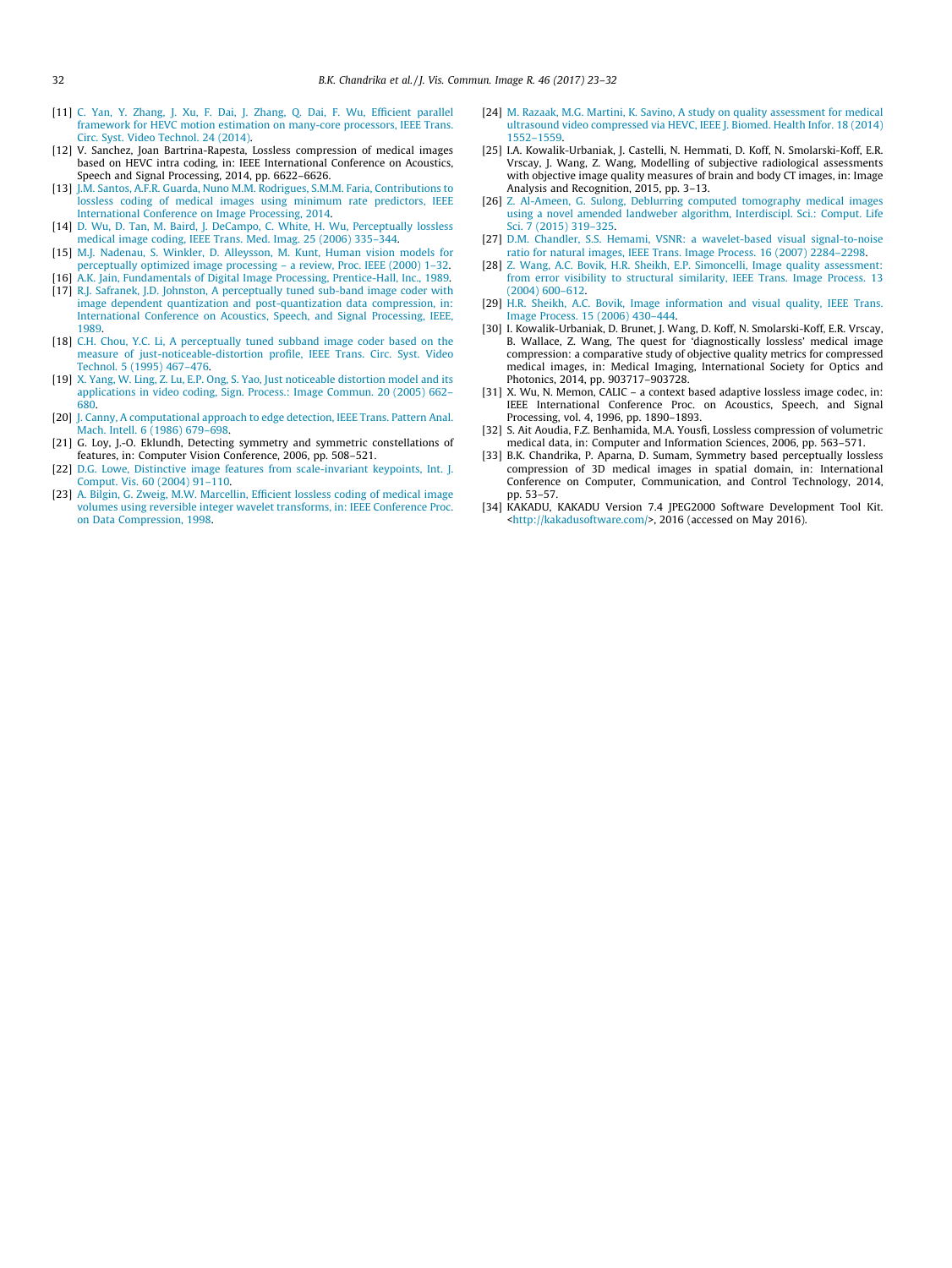[11] C. Yan, Y. Zhang, J. Xu, F. Dai, J. Zhang, Q. Dai, F. Wu, Efficient parallel framework for HEVC motion estimation on many-core processors, IEEE Trans. Circ. Syst. Video Technol. 24 (2014).

[12] V. Sanchez, Joan Bartrina-Rapesta, Lossless compression of medical images based on HEVC intra coding, in: IEEE International Conference on Acoustics, Speech and Signal Processing, 2014, pp. 6622–6626.

[13] J.M. Santos, A.F.R. Guarda, Nuno M.M. Rodrigues, S.M.M. Faria, Contributions to lossless coding of medical images using minimum rate predictors, IEEE International Conference on Image Processing, 2014.

[14] D. Wu, D. Tan, M. Baird, J. DeCampo, C. White, H. Wu, Perceptually lossless medical image coding, IEEE Trans. Med. Imag. 25 (2006) 335–344.

[15] M.J. Nadenau, S. Winkler, D. Alleysson, M. Kunt, Human vision models for perceptually optimized image processing – a review, Proc. IEEE (2000) 1–32.

[16] A.K. Jain, Fundamentals of Digital Image Processing, Prentice-Hall, Inc., 1989.

[17] R.J. Safranek, J.D. Johnston, A perceptually tuned sub-band image coder with image dependent quantization and post-quantization data compression, in: International Conference on Acoustics, Speech, and Signal Processing, IEEE, 1989.

[18] C.H. Chou, Y.C. Li, A perceptually tuned subband image coder based on the measure of just-noticeable-distortion profile, IEEE Trans. Circ. Syst. Video Technol. 5 (1995) 467–476.

[19] X. Yang, W. Ling, Z. Lu, E.P. Ong, S. Yao, Just noticeable distortion model and its applications in video coding, Sign. Process.: Image Commun. 20 (2005) 662–680.

[20] J. Canny, A computational approach to edge detection, IEEE Trans. Pattern Anal. Mach. Intell. 6 (1986) 679–698.

[21] G. Loy, J.-O. Eklundh, Detecting symmetry and symmetric constellations of features, in: Computer Vision Conference, 2006, pp. 508–521.

[22] D.G. Lowe, Distinctive image features from scale-invariant keypoints, Int. J. Comput. Vis. 60 (2004) 91–110.

[23] A. Bilgin, G. Zweig, M.W. Marcellin, Efficient lossless coding of medical image volumes using reversible integer wavelet transforms, in: IEEE Conference Proc. on Data Compression, 1998.

[24] M. Razaak, M.G. Martini, K. Savino, A study on quality assessment for medical ultrasound video compressed via HEVC, IEEE J. Biomed. Health Infor. 18 (2014) 1552–1559.

[25] I.A. Kowalik-Urbaniak, J. Castelli, N. Hemmati, D. Koff, N. Smolarski-Koff, E.R. Vrscay, J. Wang, Z. Wang, Modelling of subjective radiological assessments with objective image quality measures of brain and body CT images, in: Image Analysis and Recognition, 2015, pp. 3–13.

[26] Z. Al-Ameen, G. Sulong, Deblurring computed tomography medical images using a novel amended landweber algorithm, Interdiscipl. Sci.: Comput. Life Sci. 7 (2015) 319–325.

[27] D.M. Chandler, S.S. Hemami, VSNR: a wavelet-based visual signal-to-noise ratio for natural images, IEEE Trans. Image Process. 16 (2007) 2284–2298.

[28] Z. Wang, A.C. Bovik, H.R. Sheikh, E.P. Simoncelli, Image quality assessment: from error visibility to structural similarity, IEEE Trans. Image Process. 13 (2004) 600–612.

[29] H.R. Sheikh, A.C. Bovik, Image information and visual quality, IEEE Trans. Image Process. 15 (2006) 430–444.

[30] I. Kowalik-Urbaniak, D. Brunet, J. Wang, D. Koff, N. Smolarski-Koff, E.R. Vrscay, B. Wallace, Z. Wang, The quest for 'diagnostically lossless' medical image compression: a comparative study of objective quality metrics for compressed medical images, in: Medical Imaging, International Society for Optics and Photonics, 2014, pp. 903717–903728.

[31] X. Wu, N. Memon, CALIC – a context based adaptive lossless image codec, in: IEEE International Conference Proc. on Acoustics, Speech, and Signal Processing, vol. 4, 1996, pp. 1890–1893.

[32] S. Ait Aoudia, F.Z. Benhamida, M.A. Yousfi, Lossless compression of volumetric medical data, in: Computer and Information Sciences, 2006, pp. 563–571.

[33] B.K. Chandrika, P. Aparna, D. Sumam, Symmetry based perceptually lossless compression of 3D medical images in spatial domain, in: International Conference on Computer, Communication, and Control Technology, 2014, pp. 53–57.

[34] KAKADU, KAKADU Version 7.4 JPEG2000 Software Development Tool Kit. <http://kakadusoftware.com/>, 2016 (accessed on May 2016).